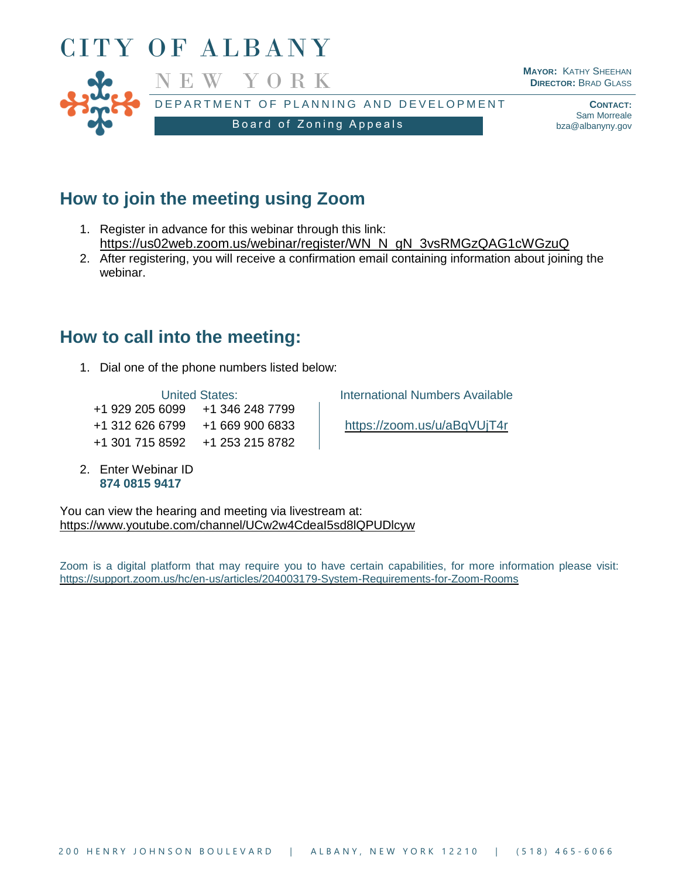# CITY OF ALBANY

NEW YORK

DEPARTMENT OF PLANNING AND DEVELOPMENT

Board of Zoning Appeals

**MAYOR:** KATHY SHEEHAN
**DIRECTOR:** BRAD GLASS

**CONTACT:**
Sam Morreale
bza@albanyny.gov

## How to join the meeting using Zoom

1. Register in advance for this webinar through this link: https://us02web.zoom.us/webinar/register/WN_N_gN_3vsRMGzQAG1cWGzuQ
2. After registering, you will receive a confirmation email containing information about joining the webinar.

## How to call into the meeting:

1. Dial one of the phone numbers listed below:

United States:

+1 929 205 6099 | +1 346 248 7799
+1 312 626 6799 | +1 669 900 6833
+1 301 715 8592 | +1 253 215 8782

International Numbers Available

https://zoom.us/u/aBqVUjT4r

2. Enter Webinar ID
   **874 0815 9417**

You can view the hearing and meeting via livestream at:
https://www.youtube.com/channel/UCw2w4CdeaI5sd8lQPUDlcyw

Zoom is a digital platform that may require you to have certain capabilities, for more information please visit: https://support.zoom.us/hc/en-us/articles/204003179-System-Requirements-for-Zoom-Rooms

200 HENRY JOHNSON BOULEVARD | ALBANY, NEW YORK 12210 | (518) 465-6066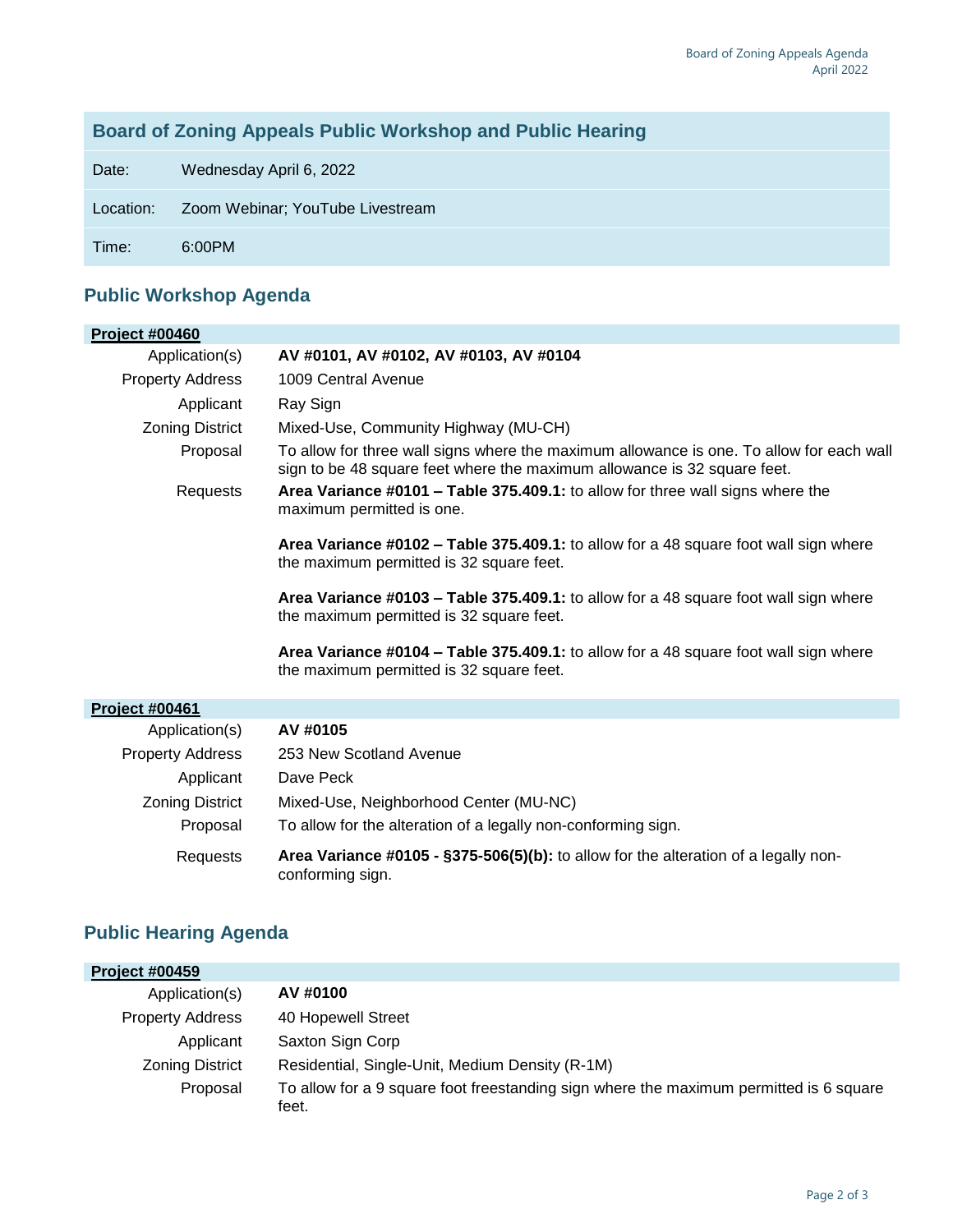## Board of Zoning Appeals Public Workshop and Public Hearing

| | |
|---|---|
| Date: | Wednesday April 6, 2022 |
| Location: | Zoom Webinar; YouTube Livestream |
| Time: | 6:00PM |

## Public Workshop Agenda

### Project #00460

| | |
|---|---|
| Application(s) | **AV #0101, AV #0102, AV #0103, AV #0104** |
| Property Address | 1009 Central Avenue |
| Applicant | Ray Sign |
| Zoning District | Mixed-Use, Community Highway (MU-CH) |
| Proposal | To allow for three wall signs where the maximum allowance is one. To allow for each wall sign to be 48 square feet where the maximum allowance is 32 square feet. |
| Requests | **Area Variance #0101 – Table 375.409.1:** to allow for three wall signs where the maximum permitted is one.<br><br>**Area Variance #0102 – Table 375.409.1:** to allow for a 48 square foot wall sign where the maximum permitted is 32 square feet.<br><br>**Area Variance #0103 – Table 375.409.1:** to allow for a 48 square foot wall sign where the maximum permitted is 32 square feet.<br><br>**Area Variance #0104 – Table 375.409.1:** to allow for a 48 square foot wall sign where the maximum permitted is 32 square feet. |

### Project #00461

| | |
|---|---|
| Application(s) | **AV #0105** |
| Property Address | 253 New Scotland Avenue |
| Applicant | Dave Peck |
| Zoning District | Mixed-Use, Neighborhood Center (MU-NC) |
| Proposal | To allow for the alteration of a legally non-conforming sign. |
| Requests | **Area Variance #0105 - §375-506(5)(b):** to allow for the alteration of a legally non-conforming sign. |

## Public Hearing Agenda

### Project #00459

| | |
|---|---|
| Application(s) | **AV #0100** |
| Property Address | 40 Hopewell Street |
| Applicant | Saxton Sign Corp |
| Zoning District | Residential, Single-Unit, Medium Density (R-1M) |
| Proposal | To allow for a 9 square foot freestanding sign where the maximum permitted is 6 square feet. |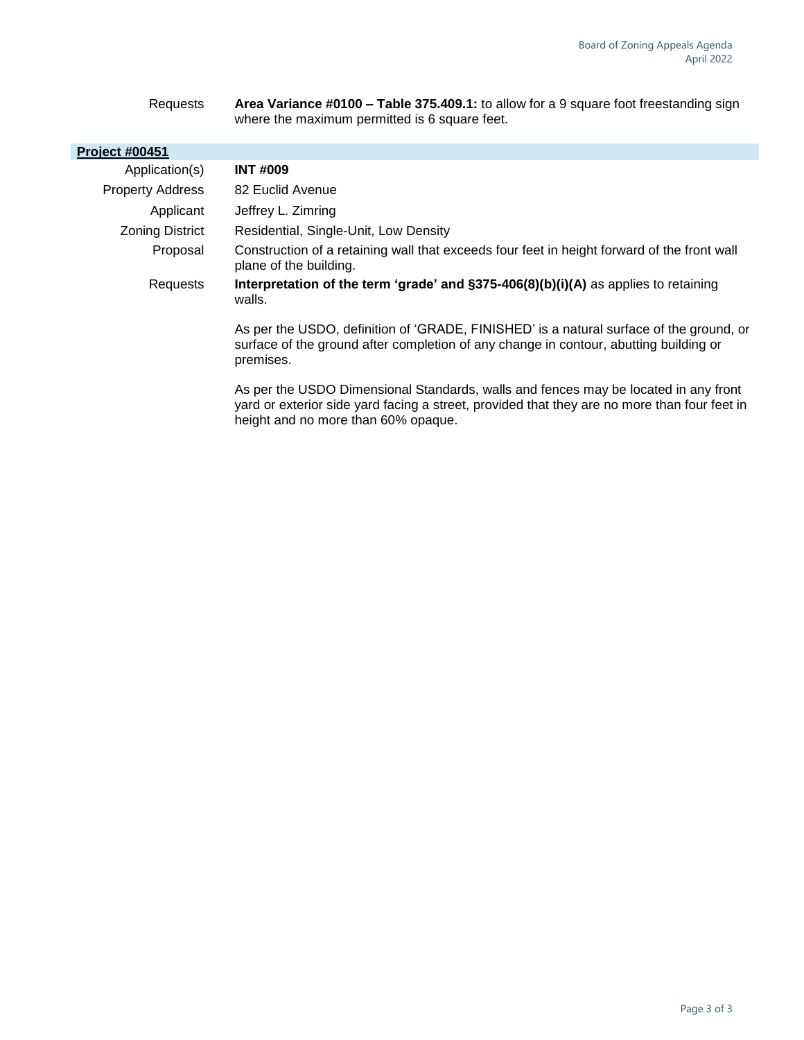| | |
|---|---|
| Requests | **Area Variance #0100 – Table 375.409.1:** to allow for a 9 square foot freestanding sign where the maximum permitted is 6 square feet. |

**Project #00451**

| | |
|---|---|
| Application(s) | **INT #009** |
| Property Address | 82 Euclid Avenue |
| Applicant | Jeffrey L. Zimring |
| Zoning District | Residential, Single-Unit, Low Density |
| Proposal | Construction of a retaining wall that exceeds four feet in height forward of the front wall plane of the building. |
| Requests | **Interpretation of the term 'grade' and §375-406(8)(b)(i)(A)** as applies to retaining walls. |

As per the USDO, definition of 'GRADE, FINISHED' is a natural surface of the ground, or surface of the ground after completion of any change in contour, abutting building or premises.

As per the USDO Dimensional Standards, walls and fences may be located in any front yard or exterior side yard facing a street, provided that they are no more than four feet in height and no more than 60% opaque.